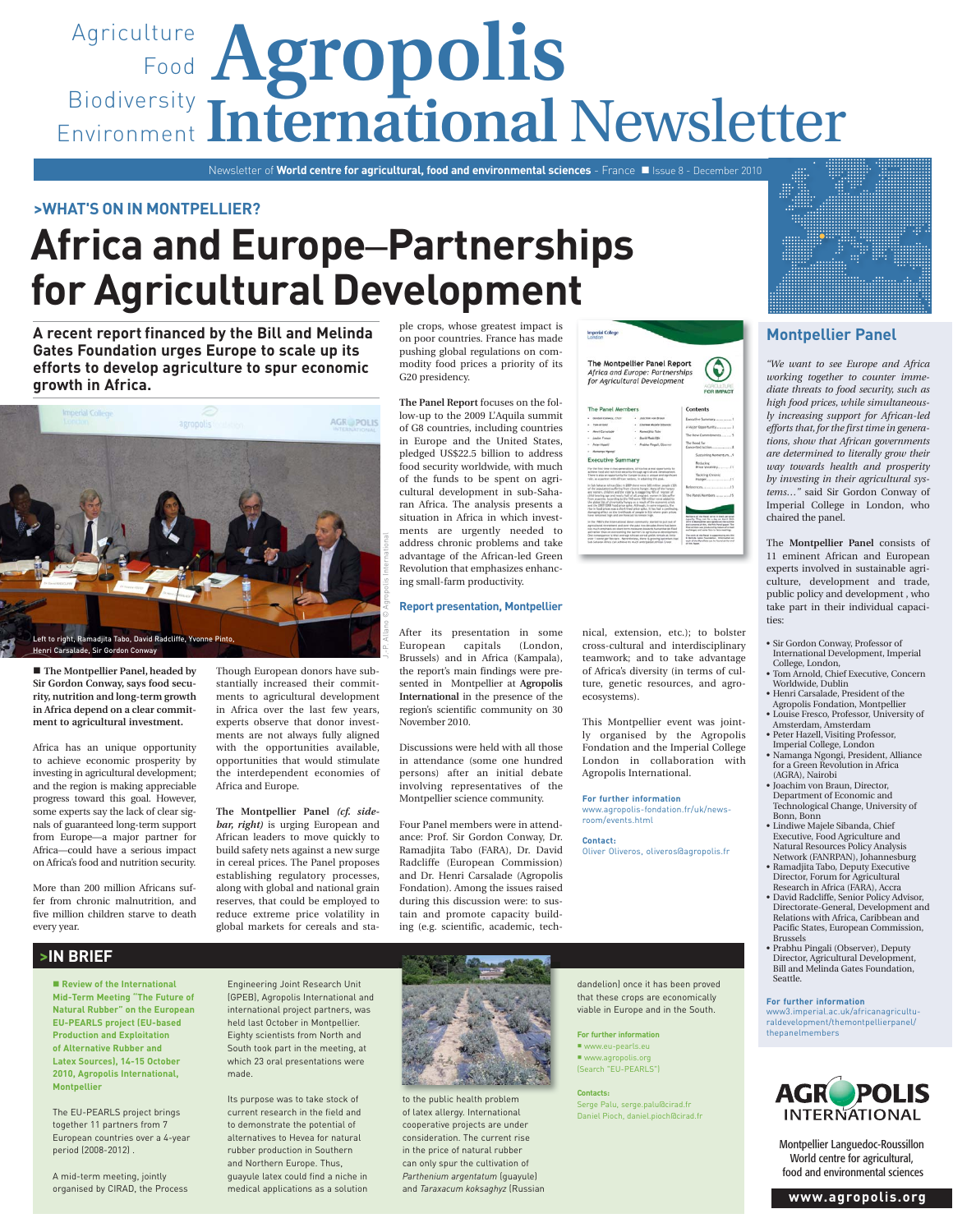# Agropolis International Newsletter

Agriculture Food Biodiversity Environment

Newsletter of **World centre for agricultural, food and environmental sciences** - France ■ Issue 8 - December 2010

## >WHAT'S ON IN MONTPELLIER?

# Africa and Europe–Partnerships for Agricultural Development

**A recent report financed by the Bill and Melinda Gates Foundation urges Europe to scale up its efforts to develop agriculture to spur economic growth in Africa.**

Left to right, Ramadjita Tabo, David Radcliffe, Yvonne Pinto, Henri Carsalade, Sir Gordon Conway

J.-P. Aliano © Agropolis International

■ **The Montpellier Panel, headed by Sir Gordon Conway, says food security, nutrition and long-term growth in Africa depend on a clear commitment to agricultural investment.**

Africa has an unique opportunity to achieve economic prosperity by investing in agricultural development; and the region is making appreciable progress toward this goal. However, some experts say the lack of clear signals of guaranteed long-term support from Europe—a major partner for Africa—could have a serious impact on Africa's food and nutrition security.

More than 200 million Africans suffer from chronic malnutrition, and five million children starve to death every year.

Though European donors have substantially increased their commitments to agricultural development in Africa over the last few years, experts observe that donor investments are not always fully aligned with the opportunities available, opportunities that would stimulate the interdependent economies of Africa and Europe.

**The Montpellier Panel** *(cf. sidebar, right)* is urging European and African leaders to move quickly to build safety nets against a new surge in cereal prices. The Panel proposes establishing regulatory processes, along with global and national grain reserves, that could be employed to reduce extreme price volatility in global markets for cereals and staple crops, whose greatest impact is on poor countries. France has made pushing global regulations on commodity food prices a priority of its G20 presidency.

**The Panel Report** focuses on the follow-up to the 2009 L'Aquila summit of G8 countries, including countries in Europe and the United States, pledged US$22.5 billion to address food security worldwide, with much of the funds to be spent on agricultural development in sub-Saharan Africa. The analysis presents a situation in Africa in which investments are urgently needed to address chronic problems and take advantage of the African-led Green Revolution that emphasizes enhancing small-farm productivity.

### Report presentation, Montpellier

After its presentation in some European capitals (London, Brussels) and in Africa (Kampala), the report's main findings were presented in Montpellier at **Agropolis International** in the presence of the region's scientific community on 30 November 2010.

Discussions were held with all those in attendance (some one hundred persons) after an initial debate involving representatives of the Montpellier science community.

Four Panel members were in attendance: Prof. Sir Gordon Conway, Dr. Ramadjita Tabo (FARA), Dr. David Radcliffe (European Commission) and Dr. Henri Carsalade (Agropolis Fondation). Among the issues raised during this discussion were: to sustain and promote capacity building (e.g. scientific, academic, technical, extension, etc.); to bolster cross-cultural and interdisciplinary teamwork; and to take advantage of Africa's diversity (in terms of culture, genetic resources, and agroecosystems).

This Montpellier event was jointly organised by the Agropolis Fondation and the Imperial College London in collaboration with Agropolis International.

**For further information**
www.agropolis-fondation.fr/uk/newsroom/events.html

**Contact:**
Oliver Oliveros, oliveros@agropolis.fr

## Montpellier Panel

*"We want to see Europe and Africa working together to counter immediate threats to food security, such as high food prices, while simultaneously increasing support for African-led efforts that, for the first time in generations, show that African governments are determined to literally grow their way towards health and prosperity by investing in their agricultural systems…"* said Sir Gordon Conway of Imperial College in London, who chaired the panel.

The **Montpellier Panel** consists of 11 eminent African and European experts involved in sustainable agriculture, development and trade, public policy and development , who take part in their individual capacities:

- Sir Gordon Conway, Professor of International Development, Imperial College, London,
- Tom Arnold, Chief Executive, Concern Worldwide, Dublin
- Henri Carsalade, President of the Agropolis Fondation, Montpellier
- Louise Fresco, Professor, University of Amsterdam, Amsterdam
- Peter Hazell, Visiting Professor, Imperial College, London
- Namanga Ngongi, President, Alliance for a Green Revolution in Africa (AGRA), Nairobi
- Joachim von Braun, Director, Department of Economic and Technological Change, University of Bonn, Bonn
- Lindiwe Majele Sibanda, Chief Executive, Food Agriculture and Natural Resources Policy Analysis Network (FANRPAN), Johannesburg
- Ramadjita Tabo, Deputy Executive Director, Forum for Agricultural Research in Africa (FARA), Accra
- David Radcliffe, Senior Policy Advisor, Directorate-General, Development and Relations with Africa, Caribbean and Pacific States, European Commission, Brussels
- Prabhu Pingali (Observer), Deputy Director, Agricultural Development, Bill and Melinda Gates Foundation, Seattle.

**For further information**
www3.imperial.ac.uk/africanagriculturaldevelopment/themontpellierpanel/thepanelmembers

## >IN BRIEF

■ **Review of the International Mid-Term Meeting "The Future of Natural Rubber" on the European EU-PEARLS project (EU-based Production and Exploitation of Alternative Rubber and Latex Sources), 14-15 October 2010, Agropolis International, Montpellier**

The EU-PEARLS project brings together 11 partners from 7 European countries over a 4-year period (2008-2012) .

A mid-term meeting, jointly organised by CIRAD, the Process Engineering Joint Research Unit (GPEB), Agropolis International and international project partners, was held last October in Montpellier. Eighty scientists from North and South took part in the meeting, at which 23 oral presentations were made.

Its purpose was to take stock of current research in the field and to demonstrate the potential of alternatives to Hevea for natural rubber production in Southern and Northern Europe. Thus, guayule latex could find a niche in medical applications as a solution to the public health problem of latex allergy. International cooperative projects are under consideration. The current rise in the price of natural rubber can only spur the cultivation of *Parthenium argentatum* (guayule) and *Taraxacum koksaghyz* (Russian dandelion) once it has been proved that these crops are economically viable in Europe and in the South.

**For further information**
■ www.eu-pearls.eu
■ www.agropolis.org (Search "EU-PEARLS")

**Contacts:**
Serge Palu, serge.palu@cirad.fr
Daniel Pioch, daniel.pioch@cirad.fr

Montpellier Languedoc-Roussillon World centre for agricultural, food and environmental sciences

www.agropolis.org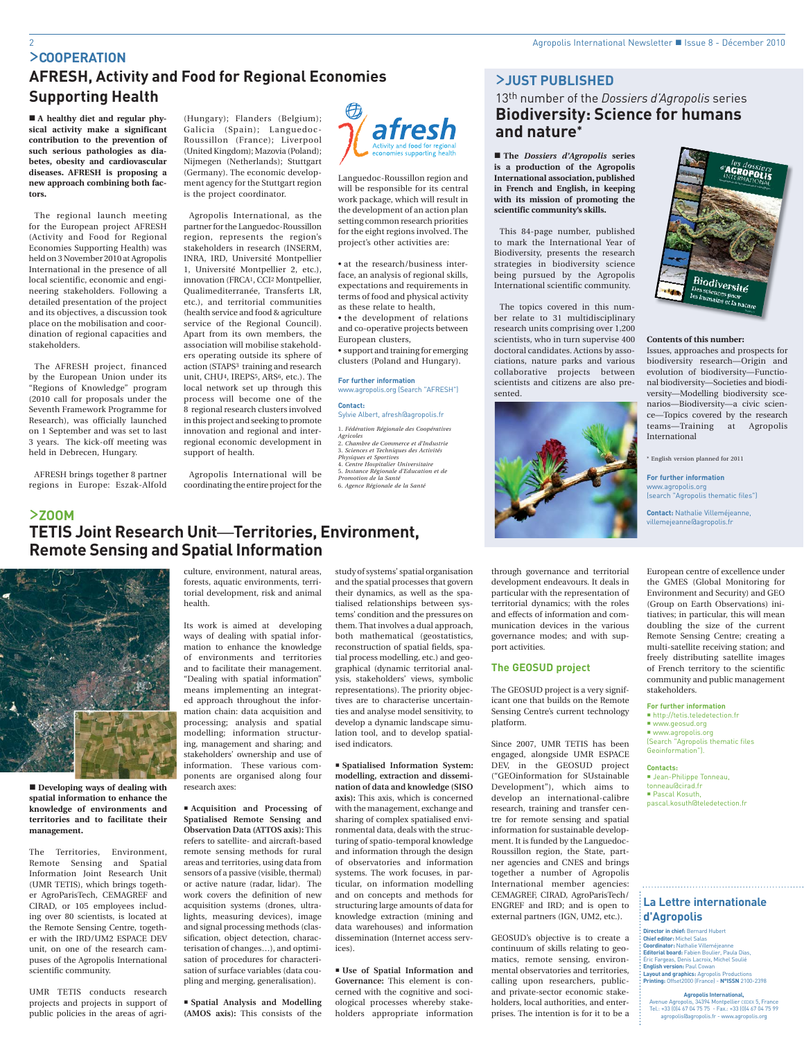# >COOPERATION

## AFRESH, Activity and Food for Regional Economies Supporting Health

**■ A healthy diet and regular physical activity make a significant contribution to the prevention of such serious pathologies as diabetes, obesity and cardiovascular diseases. AFRESH is proposing a new approach combining both factors.**

The regional launch meeting for the European project AFRESH (Activity and Food for Regional Economies Supporting Health) was held on 3 November 2010 at Agropolis International in the presence of all local scientific, economic and engineering stakeholders. Following a detailed presentation of the project and its objectives, a discussion took place on the mobilisation and coordination of regional capacities and stakeholders.

The AFRESH project, financed by the European Union under its "Regions of Knowledge" program (2010 call for proposals under the Seventh Framework Programme for Research), was officially launched on 1 September and was set to last 3 years. The kick-off meeting was held in Debrecen, Hungary.

AFRESH brings together 8 partner regions in Europe: Eszak-Alfold (Hungary); Flanders (Belgium); Galicia (Spain); Languedoc-Roussillon (France); Liverpool (United Kingdom); Mazovia (Poland); Nijmegen (Netherlands); Stuttgart (Germany). The economic development agency for the Stuttgart region is the project coordinator.

Agropolis International, as the partner for the Languedoc-Roussillon region, represents the region's stakeholders in research (INSERM, INRA, IRD, Université Montpellier 1, Université Montpellier 2, etc.), innovation (FRCA[1], CCI[2] Montpellier, Qualimediterranée, Transferts LR, etc.), and territorial communities (health service and food & agriculture service of the Regional Council). Apart from its own members, the association will mobilise stakeholders operating outside its sphere of action (STAPS[3] training and research unit, CHU[4], IREPS[5], ARS[6], etc.). The local network set up through this process will become one of the 8 regional research clusters involved in this project and seeking to promote innovation and regional and interregional economic development in support of health.

Agropolis International will be coordinating the entire project for the Languedoc-Roussillon region and will be responsible for its central work package, which will result in the development of an action plan setting common research priorities for the eight regions involved. The project's other activities are:

- at the research/business interface, an analysis of regional skills, expectations and requirements in terms of food and physical activity as these relate to health,
- the development of relations and co-operative projects between European clusters,
- support and training for emerging clusters (Poland and Hungary).

**For further information**
www.agropolis.org (Search "AFRESH")

**Contact:**
Sylvie Albert, afresh@agropolis.fr

1. *Fédération Régionale des Coopératives Agricoles*
2. *Chambre de Commerce et d'Industrie*
3. *Sciences et Techniques des Activités Physiques et Sportives*
4. *Centre Hospitalier Universitaire*
5. *Instance Régionale d'Education et de Promotion de la Santé*
6. *Agence Régionale de la Santé*

# >JUST PUBLISHED

13th number of the *Dossiers d'Agropolis* series

## Biodiversity: Science for humans and nature*

**■ The *Dossiers d'Agropolis* series is a production of the Agropolis International association, published in French and English, in keeping with its mission of promoting the scientific community's skills.**

This 84-page number, published to mark the International Year of Biodiversity, presents the research strategies in biodiversity science being pursued by the Agropolis International scientific community.

The topics covered in this number relate to 31 multidisciplinary research units comprising over 1,200 scientists, who in turn supervise 400 doctoral candidates. Actions by associations, nature parks and various collaborative projects between scientists and citizens are also presented.

**Contents of this number:**
Issues, approaches and prospects for biodiversity research—Origin and evolution of biodiversity—Functional biodiversity—Societies and biodiversity—Modelling biodiversity scenarios—Biodiversity—a civic science—Topics covered by the research teams—Training at Agropolis International

\* English version planned for 2011

**For further information**
www.agropolis.org
(search "Agropolis thematic files")

**Contact:** Nathalie Villeméjeanne, villemejeanne@agropolis.fr

# >ZOOM

## TETIS Joint Research Unit—Territories, Environment, Remote Sensing and Spatial Information

**■ Developing ways of dealing with spatial information to enhance the knowledge of environments and territories and to facilitate their management.**

The Territories, Environment, Remote Sensing and Spatial Information Joint Research Unit (UMR TETIS), which brings together AgroParisTech, CEMAGREF and CIRAD, or 105 employees including over 80 scientists, is located at the Remote Sensing Centre, together with the IRD/UM2 ESPACE DEV unit, on one of the research campuses of the Agropolis International scientific community.

UMR TETIS conducts research projects and projects in support of public policies in the areas of agriculture, environment, natural areas, forests, aquatic environments, territorial development, risk and animal health.

Its work is aimed at developing ways of dealing with spatial information to enhance the knowledge of environments and territories and to facilitate their management. "Dealing with spatial information" means implementing an integrated approach throughout the information chain: data acquisition and processing; analysis and spatial modelling; information structuring, management and sharing; and stakeholders' ownership and use of information. These various components are organised along four research axes:

**■ Acquisition and Processing of Spatialised Remote Sensing and Observation Data (ATTOS axis):** This refers to satellite- and aircraft-based remote sensing methods for rural areas and territories, using data from sensors of a passive (visible, thermal) or active nature (radar, lidar). The work covers the definition of new acquisition systems (drones, ultralights, measuring devices), image and signal processing methods (classification, object detection, characterisation of changes…), and optimisation of procedures for characterisation of surface variables (data coupling and merging, generalisation).

**■ Spatial Analysis and Modelling (AMOS axis):** This consists of the study of systems' spatial organisation and the spatial processes that govern their dynamics, as well as the spatialised relationships between systems' condition and the pressures on them. That involves a dual approach, both mathematical (geostatistics, reconstruction of spatial fields, spatial process modelling, etc.) and geographical (dynamic territorial analysis, stakeholders' views, symbolic representations). The priority objectives are to characterise uncertainties and analyse model sensitivity, to develop a dynamic landscape simulation tool, and to develop spatialised indicators.

**■ Spatialised Information System: modelling, extraction and dissemination of data and knowledge (SISO axis):** This axis, which is concerned with the management, exchange and sharing of complex spatialised environmental data, deals with the structuring of spatio-temporal knowledge and information through the design of observatories and information systems. The work focuses, in particular, on information modelling and on concepts and methods for structuring large amounts of data for knowledge extraction (mining and data warehouses) and information dissemination (Internet access services).

**■ Use of Spatial Information and Governance:** This element is concerned with the cognitive and sociological processes whereby stakeholders appropriate information through governance and territorial development endeavours. It deals in particular with the representation of territorial dynamics; with the roles and effects of information and communication devices in the various governance modes; and with support activities.

### The GEOSUD project

The GEOSUD project is a very significant one that builds on the Remote Sensing Centre's current technology platform.

Since 2007, UMR TETIS has been engaged, alongside UMR ESPACE DEV, in the GEOSUD project ("GEOinformation for SUstainable Development"), which aims to develop an international-calibre research, training and transfer centre for remote sensing and spatial information for sustainable development. It is funded by the Languedoc-Roussillon region, the State, partner agencies and CNES and brings together a number of Agropolis International member agencies: CEMAGREF, CIRAD, AgroParisTech/ENGREF and IRD; and is open to external partners (IGN, UM2, etc.).

GEOSUD's objective is to create a continuum of skills relating to geomatics, remote sensing, environmental observatories and territories, calling upon researchers, public- and private-sector economic stakeholders, local authorities, and enterprises. The intention is for it to be a European centre of excellence under the GMES (Global Monitoring for Environment and Security) and GEO (Group on Earth Observations) initiatives; in particular, this will mean doubling the size of the current Remote Sensing Centre; creating a multi-satellite receiving station; and freely distributing satellite images of French territory to the scientific community and public management stakeholders.

**For further information**
- http://tetis.teledetection.fr
- www.geosud.org
- www.agropolis.org (Search "Agropolis thematic files Geoinformation").

**Contacts:**
- Jean-Philippe Tonneau, tonneau@cirad.fr
- Pascal Kosuth, pascal.kosuth@teledetection.fr

## La Lettre internationale d'Agropolis

**Director in chief:** Bernard Hubert
**Chief editor:** Michel Salas
**Coordinator:** Nathalie Villeméjeanne
**Editorial board:** Fabien Boulier, Paula Dias, Éric Fargeas, Denis Lacroix, Michel Soulié
**English version:** Paul Cowan
**Layout and graphics:** Agropolis Productions
**Printing:** Offset2000 (France) - **N°ISSN** 2100-2398

**Agropolis International,**
Avenue Agropolis, 34394 Montpellier CEDEX 5, France
Tel.: +33 (0)4 67 04 75 75 - Fax.: +33 (0)4 67 04 75 99
agropolis@agropolis.fr - www.agropolis.org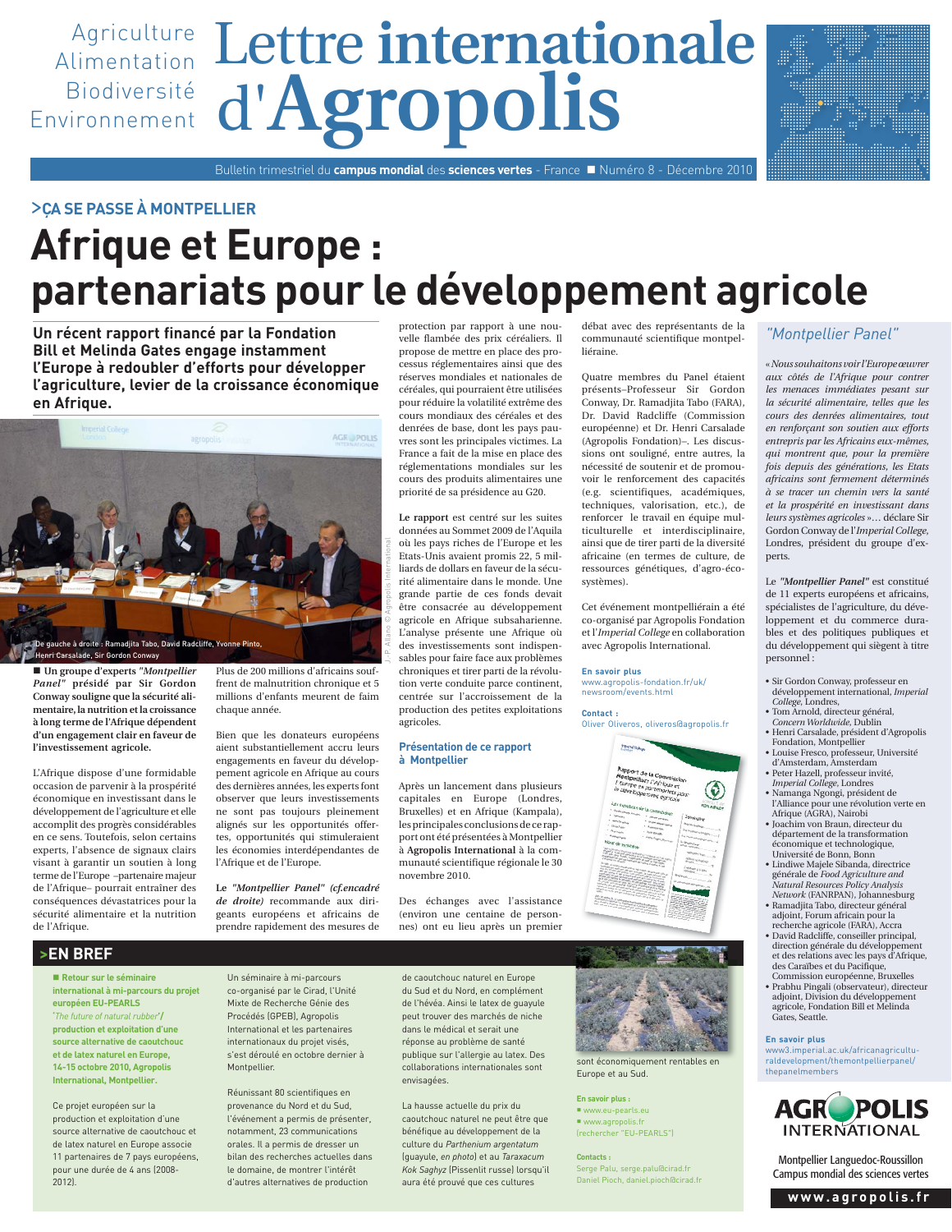Agriculture
Alimentation
Biodiversité
Environnement

# Lettre internationale d'Agropolis

Bulletin trimestriel du **campus mondial** des **sciences vertes** - France ■ Numéro 8 - Décembre 2010

## >ÇA SE PASSE À MONTPELLIER

# Afrique et Europe : partenariats pour le développement agricole

**Un récent rapport financé par la Fondation Bill et Melinda Gates engage instamment l'Europe à redoubler d'efforts pour développer l'agriculture, levier de la croissance économique en Afrique.**

De gauche à droite : Ramadjita Tabo, David Radcliffe, Yvonne Pinto, Henri Carsalade, Sir Gordon Conway

J.-P. Aliano © Agropolis International

■ **Un groupe d'experts *"Montpellier Panel"* présidé par Sir Gordon Conway souligne que la sécurité alimentaire, la nutrition et la croissance à long terme de l'Afrique dépendent d'un engagement clair en faveur de l'investissement agricole.**

L'Afrique dispose d'une formidable occasion de parvenir à la prospérité économique en investissant dans le développement de l'agriculture et elle accomplit des progrès considérables en ce sens. Toutefois, selon certains experts, l'absence de signaux clairs visant à garantir un soutien à long terme de l'Europe –partenaire majeur de l'Afrique– pourrait entraîner des conséquences dévastatrices pour la sécurité alimentaire et la nutrition de l'Afrique.

Plus de 200 millions d'africains souffrent de malnutrition chronique et 5 millions d'enfants meurent de faim chaque année.

Bien que les donateurs européens aient substantiellement accru leurs engagements en faveur du développement agricole en Afrique au cours des dernières années, les experts font observer que leurs investissements ne sont pas toujours pleinement alignés sur les opportunités offertes, opportunités qui stimuleraient les économies interdépendantes de l'Afrique et de l'Europe.

Le ***"Montpellier Panel"* (cf.encadré de droite)** recommande aux dirigeants européens et africains de prendre rapidement des mesures de protection par rapport à une nouvelle flambée des prix céréaliers. Il propose de mettre en place des processus réglementaires ainsi que des réserves mondiales et nationales de céréales, qui pourraient être utilisées pour réduire la volatilité extrême des cours mondiaux des céréales et des denrées de base, dont les pays pauvres sont les principales victimes. La France a fait de la mise en place des réglementations mondiales sur les cours des produits alimentaires une priorité de sa présidence au G20.

**Le rapport** est centré sur les suites données au Sommet 2009 de l'Aquila où les pays riches de l'Europe et les Etats-Unis avaient promis 22, 5 milliards de dollars en faveur de la sécurité alimentaire dans le monde. Une grande partie de ces fonds devait être consacrée au développement agricole en Afrique subsaharienne. L'analyse présente une Afrique où des investissements sont indispensables pour faire face aux problèmes chroniques et tirer parti de la révolution verte conduite parce continent, centrée sur l'accroissement de la production des petites exploitations agricoles.

### Présentation de ce rapport à Montpellier

Après un lancement dans plusieurs capitales en Europe (Londres, Bruxelles) et en Afrique (Kampala), les principales conclusions de ce rapport ont été présentées à Montpellier à **Agropolis International** à la communauté scientifique régionale le 30 novembre 2010.

Des échanges avec l'assistance (environ une centaine de personnes) ont eu lieu après un premier débat avec des représentants de la communauté scientifique montpelliéraine.

Quatre membres du Panel étaient présents–Professeur Sir Gordon Conway, Dr. Ramadjita Tabo (FARA), Dr. David Radcliffe (Commission européenne) et Dr. Henri Carsalade (Agropolis Fondation)–. Les discussions ont souligné, entre autres, la nécessité de soutenir et de promouvoir le renforcement des capacités (e.g. scientifiques, académiques, techniques, valorisation, etc.), de renforcer le travail en équipe multiculturelle et interdisciplinaire, ainsi que de tirer parti de la diversité africaine (en termes de culture, de ressources génétiques, d'agro-écosystèmes).

Cet événement montpelliérain a été co-organisé par Agropolis Fondation et l'*Imperial College* en collaboration avec Agropolis International.

**En savoir plus**
www.agropolis-fondation.fr/uk/newsroom/events.html

**Contact :**
Oliver Oliveros, oliveros@agropolis.fr

### *"Montpellier Panel"*

*« Nous souhaitons voir l'Europe œuvrer aux côtés de l'Afrique pour contrer les menaces immédiates pesant sur la sécurité alimentaire, telles que les cours des denrées alimentaires, tout en renforçant son soutien aux efforts entrepris par les Africains eux-mêmes, qui montrent que, pour la première fois depuis des générations, les Etats africains sont fermement déterminés à se tracer un chemin vers la santé et la prospérité en investissant dans leurs systèmes agricoles »*… déclare Sir Gordon Conway de l'*Imperial College*, Londres, président du groupe d'experts.

Le ***"Montpellier Panel"*** est constitué de 11 experts européens et africains, spécialistes de l'agriculture, du développement et du commerce durables et des politiques publiques et du développement qui siègent à titre personnel :

- Sir Gordon Conway, professeur en développement international, *Imperial College*, Londres,
- Tom Arnold, directeur général, *Concern Worldwide*, Dublin
- Henri Carsalade, président d'Agropolis Fondation, Montpellier
- Louise Fresco, professeur, Université d'Amsterdam, Amsterdam
- Peter Hazell, professeur invité, *Imperial College*, Londres
- Namanga Ngongi, président de l'Alliance pour une révolution verte en Afrique (AGRA), Nairobi
- Joachim von Braun, directeur du département de la transformation économique et technologique, Université de Bonn, Bonn
- Lindiwe Majele Sibanda, directrice générale de *Food Agriculture and Natural Resources Policy Analysis Network* (FANRPAN), Johannesburg
- Ramadjita Tabo, directeur général adjoint, Forum africain pour la recherche agricole (FARA), Accra
- David Radcliffe, conseiller principal, direction générale du développement et des relations avec les pays d'Afrique, des Caraïbes et du Pacifique, Commission européenne, Bruxelles
- Prabhu Pingali (observateur), directeur adjoint, Division du développement agricole, Fondation Bill et Melinda Gates, Seattle.

**En savoir plus**
www3.imperial.ac.uk/africanagriculturaldevelopment/themontpellierpanel/thepanelmembers

## >EN BREF

■ **Retour sur le séminaire international à mi-parcours du projet européen EU-PEARLS** *'The future of natural rubber'* / **production et exploitation d'une source alternative de caoutchouc et de latex naturel en Europe, 14-15 octobre 2010, Agropolis International, Montpellier.**

Ce projet européen sur la production et exploitation d'une source alternative de caoutchouc et de latex naturel en Europe associe 11 partenaires de 7 pays européens, pour une durée de 4 ans (2008-2012).

Un séminaire à mi-parcours co-organisé par le Cirad, l'Unité Mixte de Recherche Génie des Procédés (GPEB), Agropolis International et les partenaires internationaux du projet visés, s'est déroulé en octobre dernier à Montpellier.

Réunissant 80 scientifiques en provenance du Nord et du Sud, l'événement a permis de présenter, notamment, 23 communications orales. Il a permis de dresser un bilan des recherches actuelles dans le domaine, de montrer l'intérêt d'autres alternatives de production de caoutchouc naturel en Europe du Sud et du Nord, en complément de l'hévéa. Ainsi le latex de guayule peut trouver des marchés de niche dans le médical et serait une réponse au problème de santé publique sur l'allergie au latex. Des collaborations internationales sont envisagées.

La hausse actuelle du prix du caoutchouc naturel ne peut être que bénéfique au développement de la culture du *Parthenium argentatum* (guayule, *en photo*) et au *Taraxacum Kok Saghyz* (Pissenlit russe) lorsqu'il aura été prouvé que ces cultures sont économiquement rentables en Europe et au Sud.

**En savoir plus :**
■ www.eu-pearls.eu
■ www.agropolis.fr (rechercher "EU-PEARLS")

**Contacts :**
Serge Palu, serge.palu@cirad.fr
Daniel Pioch, daniel.pioch@cirad.fr

AGROPOLIS INTERNATIONAL
Montpellier Languedoc-Roussillon
Campus mondial des sciences vertes
www.agropolis.fr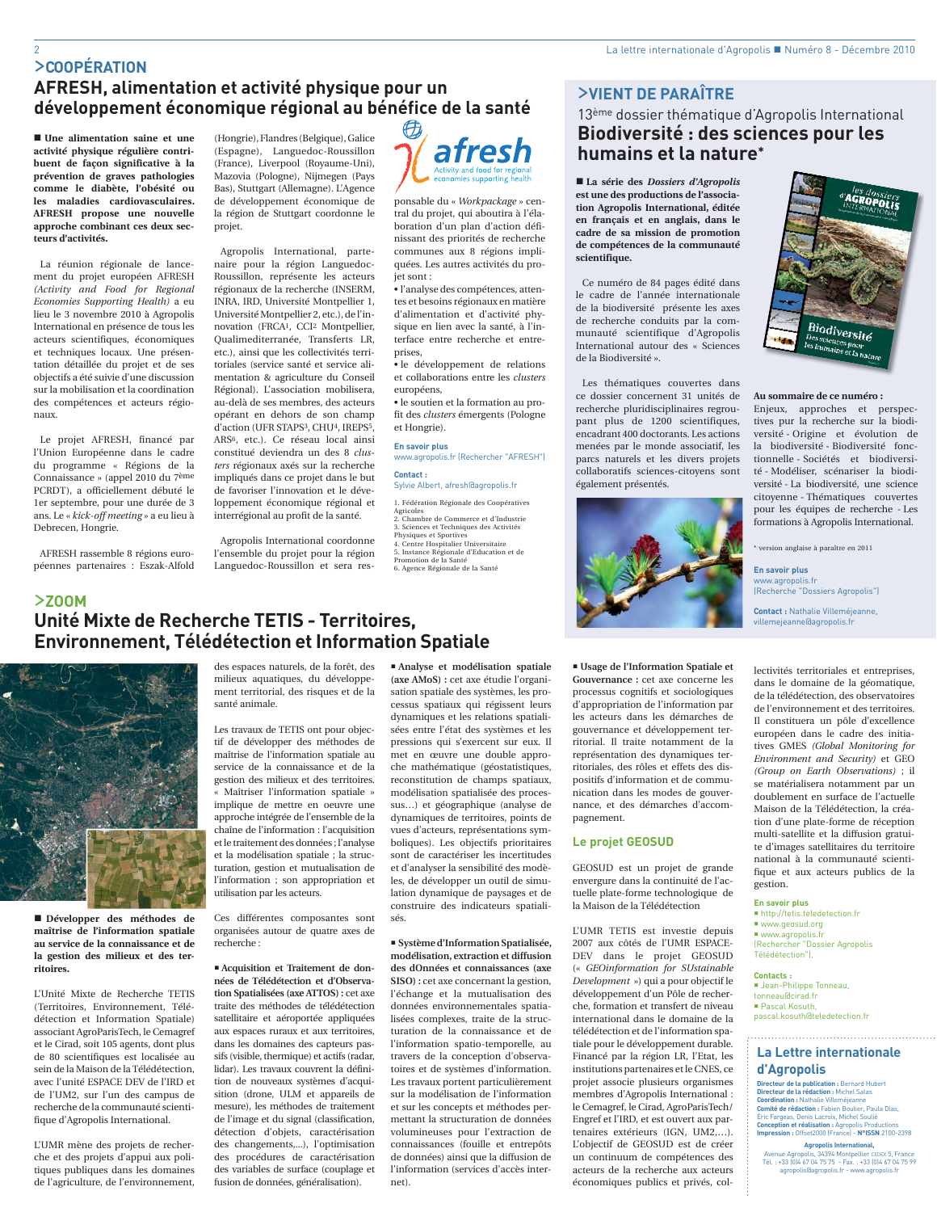## >COOPÉRATION

# AFRESH, alimentation et activité physique pour un développement économique régional au bénéfice de la santé

**Une alimentation saine et une activité physique régulière contribuent de façon significative à la prévention de graves pathologies comme le diabète, l'obésité ou les maladies cardiovasculaires. AFRESH propose une nouvelle approche combinant ces deux secteurs d'activités.**

La réunion régionale de lancement du projet européen AFRESH *(Activity and Food for Regional Economies Supporting Health)* a eu lieu le 3 novembre 2010 à Agropolis International en présence de tous les acteurs scientifiques, économiques et techniques locaux. Une présentation détaillée du projet et de ses objectifs a été suivie d'une discussion sur la mobilisation et la coordination des compétences et acteurs régionaux.

Le projet AFRESH, financé par l'Union Européenne dans le cadre du programme « Régions de la Connaissance » (appel 2010 du 7ème PCRDT), a officiellement débuté le 1er septembre, pour une durée de 3 ans. Le « *kick-off meeting* » a eu lieu à Debrecen, Hongrie.

AFRESH rassemble 8 régions européennes partenaires : Eszak-Alfold (Hongrie), Flandres (Belgique), Galice (Espagne), Languedoc-Roussillon (France), Liverpool (Royaume-Uni), Mazovia (Pologne), Nijmegen (Pays Bas), Stuttgart (Allemagne). L'Agence de développement économique de la région de Stuttgart coordonne le projet.

Agropolis International, partenaire pour la région Languedoc-Roussillon, représente les acteurs régionaux de la recherche (INSERM, INRA, IRD, Université Montpellier 1, Université Montpellier 2, etc.), de l'innovation (FRCA[1], CCI[2] Montpellier, Qualimediterranée, Transferts LR, etc.), ainsi que les collectivités territoriales (service santé et service alimentation & agriculture du Conseil Régional). L'association mobilisera, au-delà de ses membres, des acteurs opérant en dehors de son champ d'action (UFR STAPS[3], CHU[4], IREPS[5], ARS[6], etc.). Ce réseau local ainsi constitué deviendra un des 8 *clusters* régionaux axés sur la recherche impliqués dans ce projet dans le but de favoriser l'innovation et le développement économique régional et interrégional au profit de la santé.

Agropolis International coordonne l'ensemble du projet pour la région Languedoc-Roussillon et sera responsable du « *Workpackage* » central du projet, qui aboutira à l'élaboration d'un plan d'action définissant des priorités de recherche communes aux 8 régions impliquées. Les autres activités du projet sont :

- l'analyse des compétences, attentes et besoins régionaux en matière d'alimentation et d'activité physique en lien avec la santé, à l'interface entre recherche et entreprises,
- le développement de relations et collaborations entre les *clusters* européens,
- le soutien et la formation au profit des *clusters* émergents (Pologne et Hongrie).

**En savoir plus**
www.agropolis.fr (Rechercher "AFRESH")

**Contact :**
Sylvie Albert, afresh@agropolis.fr

1. Fédération Régionale des Coopératives Agricoles
2. Chambre de Commerce et d'Industrie
3. Sciences et Techniques des Activités Physiques et Sportives
4. Centre Hospitalier Universitaire
5. Instance Régionale d'Education et de Promotion de la Santé
6. Agence Régionale de la Santé

## >VIENT DE PARAÎTRE

13ème dossier thématique d'Agropolis International

# Biodiversité : des sciences pour les humains et la nature*

**La série des *Dossiers d'Agropolis* est une des productions de l'association Agropolis International, éditée en français et en anglais, dans le cadre de sa mission de promotion de compétences de la communauté scientifique.**

Ce numéro de 84 pages édité dans le cadre de l'année internationale de la biodiversité présente les axes de recherche conduits par la communauté scientifique d'Agropolis International autour des « Sciences de la Biodiversité ».

Les thématiques couvertes dans ce dossier concernent 31 unités de recherche pluridisciplinaires regroupant plus de 1200 scientifiques, encadrant 400 doctorants. Les actions menées par le monde associatif, les parcs naturels et les divers projets collaboratifs sciences-citoyens sont également présentés.

**Au sommaire de ce numéro :**
Enjeux, approches et perspectives pour la recherche sur la biodiversité - Origine et évolution de la biodiversité - Biodiversité fonctionnelle - Sociétés et biodiversité - Modéliser, scénariser la biodiversité - La biodiversité, une science citoyenne - Thématiques couvertes pour les équipes de recherche - Les formations à Agropolis International.

\* version anglaise à paraître en 2011

**En savoir plus**
www.agropolis.fr
(Rechercher "Dossiers Agropolis")

**Contact :** Nathalie Villeméjeanne, villemejeanne@agropolis.fr

## >ZOOM

# Unité Mixte de Recherche TETIS - Territoires, Environnement, Télédétection et Information Spatiale

**Développer des méthodes de maîtrise de l'information spatiale au service de la connaissance et de la gestion des milieux et des territoires.**

L'Unité Mixte de Recherche TETIS (Territoires, Environnement, Télédétection et Information Spatiale) associant AgroParisTech, le Cemagref et le Cirad, soit 105 agents, dont plus de 80 scientifiques est localisée au sein de la Maison de la Télédétection, avec l'unité ESPACE DEV de l'IRD et de l'UM2, sur l'un des campus de recherche de la communauté scientifique d'Agropolis International.

L'UMR mène des projets de recherche et des projets d'appui aux politiques publiques dans les domaines de l'agriculture, de l'environnement, des espaces naturels, de la forêt, des milieux aquatiques, du développement territorial, des risques et de la santé animale.

Les travaux de TETIS ont pour objectif de développer des méthodes de maîtrise de l'information spatiale au service de la connaissance et de la gestion des milieux et des territoires. « Maîtriser l'information spatiale » implique de mettre en oeuvre une approche intégrée de l'ensemble de la chaîne de l'information : l'acquisition et le traitement des données ; l'analyse et la modélisation spatiale ; la structuration, gestion et mutualisation de l'information ; son appropriation et utilisation par les acteurs.

Ces différentes composantes sont organisées autour de quatre axes de recherche :

- **Acquisition et Traitement de données de Télédétection et d'Observation Spatialisées (axe ATTOS) :** cet axe traite des méthodes de télédétection satellitaire et aéroportée appliquées aux espaces ruraux et aux territoires, dans les domaines des capteurs passifs (visible, thermique) et actifs (radar, lidar). Les travaux couvrent la définition de nouveaux systèmes d'acquisition (drone, ULM et appareils de mesure), les méthodes de traitement de l'image et du signal (classification, détection d'objets, caractérisation des changements,...), l'optimisation des procédures de caractérisation des variables de surface (couplage et fusion de données, généralisation).
- **Analyse et modélisation spatiale (axe AMoS) :** cet axe étudie l'organisation spatiale des systèmes, les processus spatiaux qui régissent leurs dynamiques et les relations spatialisées entre l'état des systèmes et les pressions qui s'exercent sur eux. Il met en œuvre une double approche mathématique (géostatistiques, reconstitution de champs spatiaux, modélisation spatialisée des processus…) et géographique (analyse de dynamiques de territoires, points de vues d'acteurs, représentations symboliques). Les objectifs prioritaires sont de caractériser les incertitudes et d'analyser la sensibilité des modèles, de développer un outil de simulation dynamique de paysages et de construire des indicateurs spatialisés.
- **Système d'Information Spatialisée, modélisation, extraction et diffusion des dOnnées et connaissances (axe SISO) :** cet axe concernant la gestion, l'échange et la mutualisation des données environnementales spatialisées complexes, traite de la structuration de la connaissance et de l'information spatio-temporelle, au travers de la conception d'observatoires et de systèmes d'information. Les travaux portent particulièrement sur la modélisation de l'information et sur les concepts et méthodes permettant la structuration de données volumineuses pour l'extraction de connaissances (fouille et entrepôts de données) ainsi que la diffusion de l'information (services d'accès internet).
- **Usage de l'Information Spatiale et Gouvernance :** cet axe concerne les processus cognitifs et sociologiques d'appropriation de l'information par les acteurs dans les démarches de gouvernance et développement territorial. Il traite notamment de la représentation des dynamiques territoriales, des rôles et effets des dispositifs d'information et de communication dans les modes de gouvernance, et des démarches d'accompagnement.

### Le projet GEOSUD

GEOSUD est un projet de grande envergure dans la continuité de l'actuelle plate-forme technologique de la Maison de la Télédétection

L'UMR TETIS est investie depuis 2007 aux côtés de l'UMR ESPACE-DEV dans le projet GEOSUD (« *GEOinformation for SUstainable Development* ») qui a pour objectif le développement d'un Pôle de recherche, formation et transfert de niveau international dans le domaine de la télédétection et de l'information spatiale pour le développement durable. Financé par la région LR, l'Etat, les institutions partenaires et le CNES, ce projet associe plusieurs organismes membres d'Agropolis International : le Cemagref, le Cirad, AgroParisTech/Engref et l'IRD, et est ouvert aux partenaires extérieurs (IGN, UM2,…). L'objectif de GEOSUD est de créer un continuum de compétences des acteurs de la recherche aux acteurs économiques publics et privés, collectivités territoriales et entreprises, dans le domaine de la géomatique, de la télédétection, des observatoires de l'environnement et des territoires. Il constituera un pôle d'excellence européen dans le cadre des initiatives GMES *(Global Monitoring for Environment and Security)* et GEO *(Group on Earth Observations)* ; il se matérialisera notamment par un doublement en surface de l'actuelle Maison de la Télédétection, la création d'une plate-forme de réception multi-satellite et la diffusion gratuite d'images satellitaires du territoire national à la communauté scientifique et aux acteurs publics de la gestion.

**En savoir plus**
- http://tetis.teledetection.fr
- www.geosud.org
- www.agropolis.fr (Rechercher "Dossier Agropolis Télédétection").

**Contacts :**
- Jean-Philippe Tonneau, tonneau@cirad.fr
- Pascal Kosuth, pascal.kosuth@teledetection.fr

## La Lettre internationale d'Agropolis

**Directeur de la publication :** Bernard Hubert
**Directeur de la rédaction :** Michel Salas
**Coordination :** Nathalie Villeméjeanne
**Comité de rédaction :** Fabien Boulier, Paula Dias, Éric Fargeas, Denis Lacroix, Michel Soulié
**Conception et réalisation :** Agropolis Productions
**Impression :** Offset2000 (France) - **N°ISSN** 2100-2398

**Agropolis International,**
Avenue Agropolis, 34394 Montpellier CEDEX 5, France
Tél. : +33 (0)4 67 04 75 75 - Fax. : +33 (0)4 67 04 75 99
agropolis@agropolis.fr - www.agropolis.fr